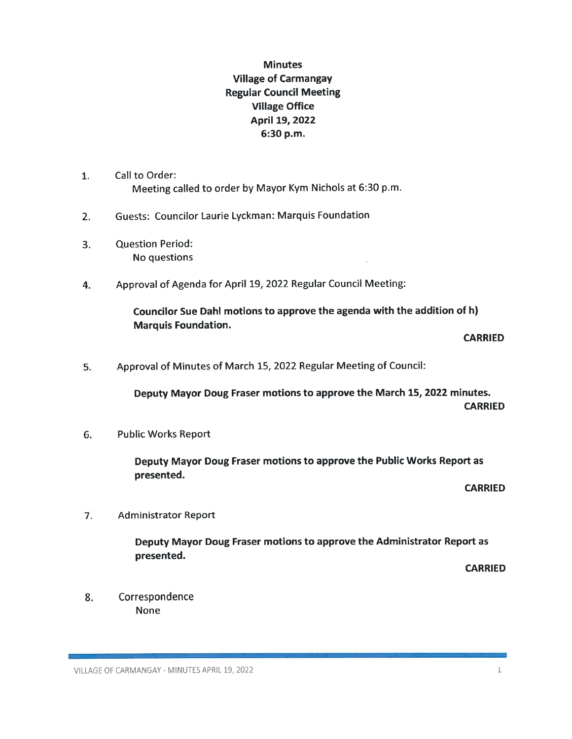# Minutes
## Village of Carmangay
## Regular Council Meeting
## Village Office
## April 19, 2022
## 6:30 p.m.

1. Call to Order:
   Meeting called to order by Mayor Kym Nichols at 6:30 p.m.

2. Guests: Councilor Laurie Lyckman: Marquis Foundation

3. Question Period:
   No questions

4. Approval of Agenda for April 19, 2022 Regular Council Meeting:

   **Councilor Sue Dahl motions to approve the agenda with the addition of h) Marquis Foundation.**

   **CARRIED**

5. Approval of Minutes of March 15, 2022 Regular Meeting of Council:

   **Deputy Mayor Doug Fraser motions to approve the March 15, 2022 minutes.**

   **CARRIED**

6. Public Works Report

   **Deputy Mayor Doug Fraser motions to approve the Public Works Report as presented.**

   **CARRIED**

7. Administrator Report

   **Deputy Mayor Doug Fraser motions to approve the Administrator Report as presented.**

   **CARRIED**

8. Correspondence
   None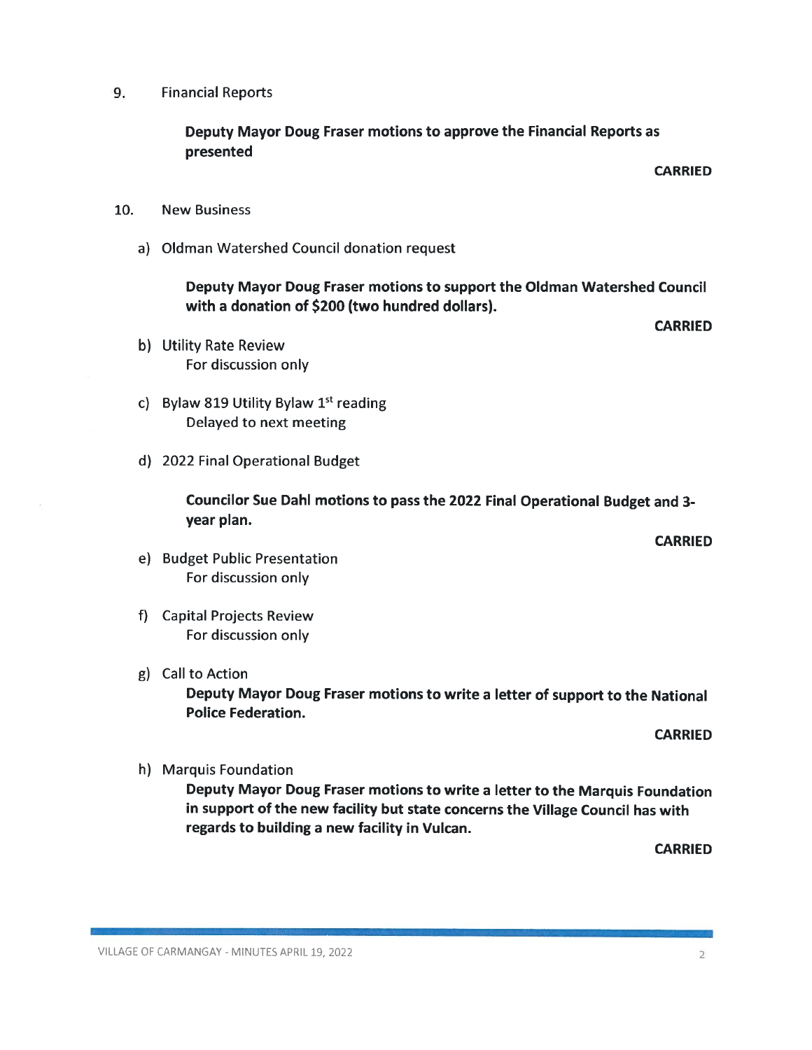9. Financial Reports

**Deputy Mayor Doug Fraser motions to approve the Financial Reports as presented**

**CARRIED**

10. New Business

a) Oldman Watershed Council donation request

**Deputy Mayor Doug Fraser motions to support the Oldman Watershed Council with a donation of $200 (two hundred dollars).**

**CARRIED**

b) Utility Rate Review
For discussion only

c) Bylaw 819 Utility Bylaw 1st reading
Delayed to next meeting

d) 2022 Final Operational Budget

**Councilor Sue Dahl motions to pass the 2022 Final Operational Budget and 3-year plan.**

**CARRIED**

e) Budget Public Presentation
For discussion only

f) Capital Projects Review
For discussion only

g) Call to Action
**Deputy Mayor Doug Fraser motions to write a letter of support to the National Police Federation.**

**CARRIED**

h) Marquis Foundation
**Deputy Mayor Doug Fraser motions to write a letter to the Marquis Foundation in support of the new facility but state concerns the Village Council has with regards to building a new facility in Vulcan.**

**CARRIED**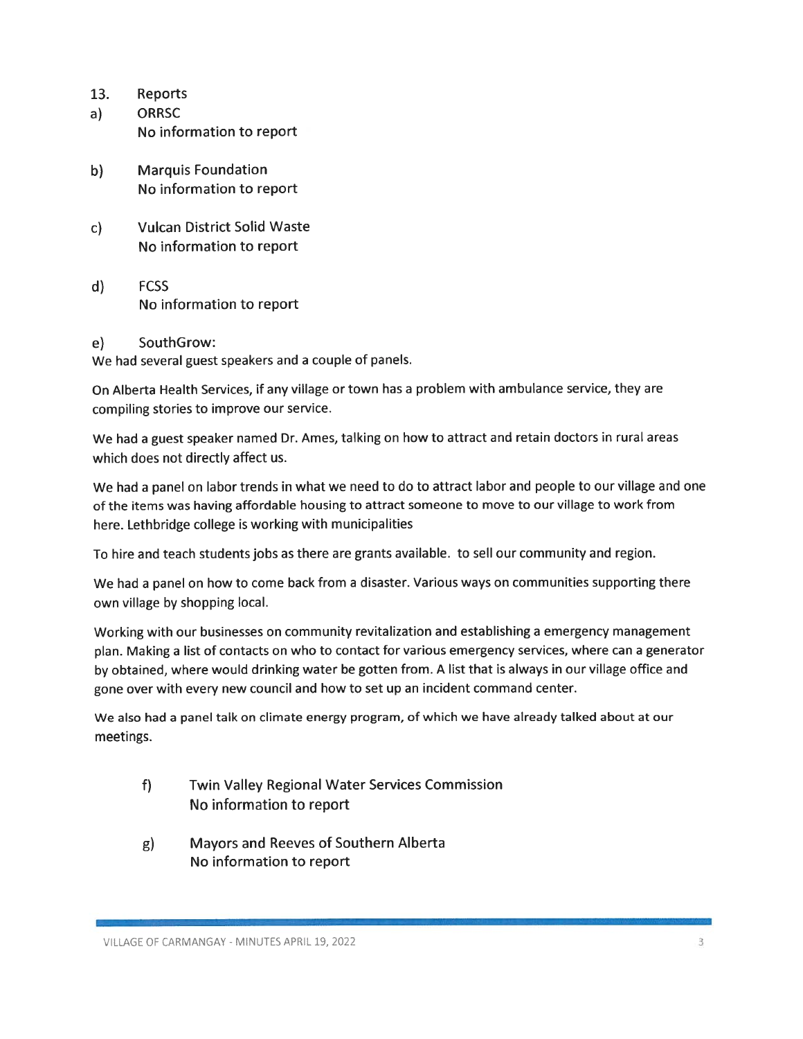13. Reports

a) ORRSC
No information to report

b) Marquis Foundation
No information to report

c) Vulcan District Solid Waste
No information to report

d) FCSS
No information to report

e) SouthGrow:

We had several guest speakers and a couple of panels.

On Alberta Health Services, if any village or town has a problem with ambulance service, they are compiling stories to improve our service.

We had a guest speaker named Dr. Ames, talking on how to attract and retain doctors in rural areas which does not directly affect us.

We had a panel on labor trends in what we need to do to attract labor and people to our village and one of the items was having affordable housing to attract someone to move to our village to work from here. Lethbridge college is working with municipalities

To hire and teach students jobs as there are grants available. to sell our community and region.

We had a panel on how to come back from a disaster. Various ways on communities supporting there own village by shopping local.

Working with our businesses on community revitalization and establishing a emergency management plan. Making a list of contacts on who to contact for various emergency services, where can a generator by obtained, where would drinking water be gotten from. A list that is always in our village office and gone over with every new council and how to set up an incident command center.

We also had a panel talk on climate energy program, of which we have already talked about at our meetings.

f) Twin Valley Regional Water Services Commission
No information to report

g) Mayors and Reeves of Southern Alberta
No information to report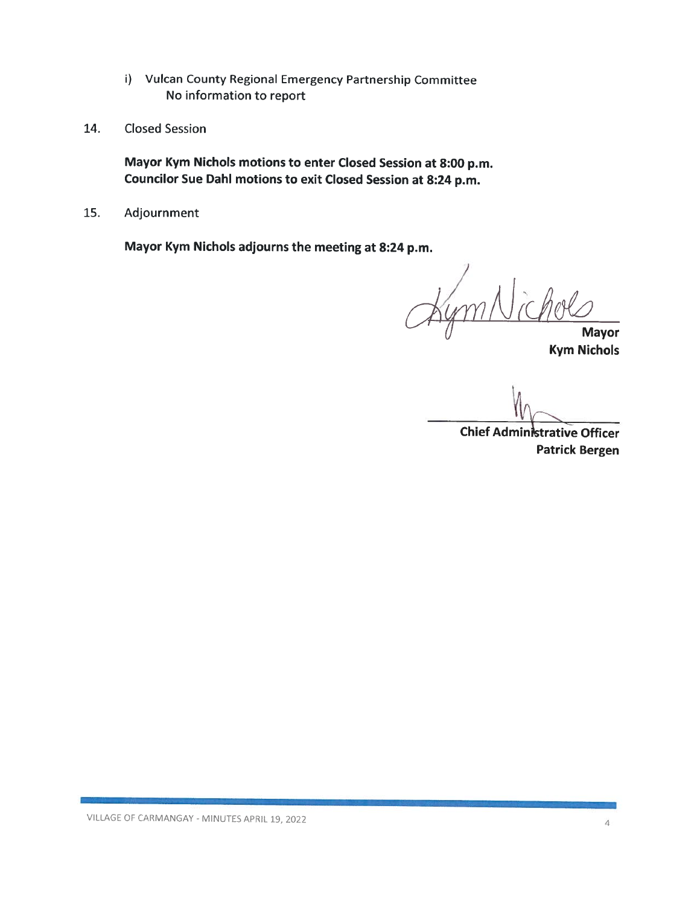i) Vulcan County Regional Emergency Partnership Committee
   No information to report

14. Closed Session

**Mayor Kym Nichols motions to enter Closed Session at 8:00 p.m.**
**Councilor Sue Dahl motions to exit Closed Session at 8:24 p.m.**

15. Adjournment

**Mayor Kym Nichols adjourns the meeting at 8:24 p.m.**

**Mayor**
**Kym Nichols**

**Chief Administrative Officer**
**Patrick Bergen**